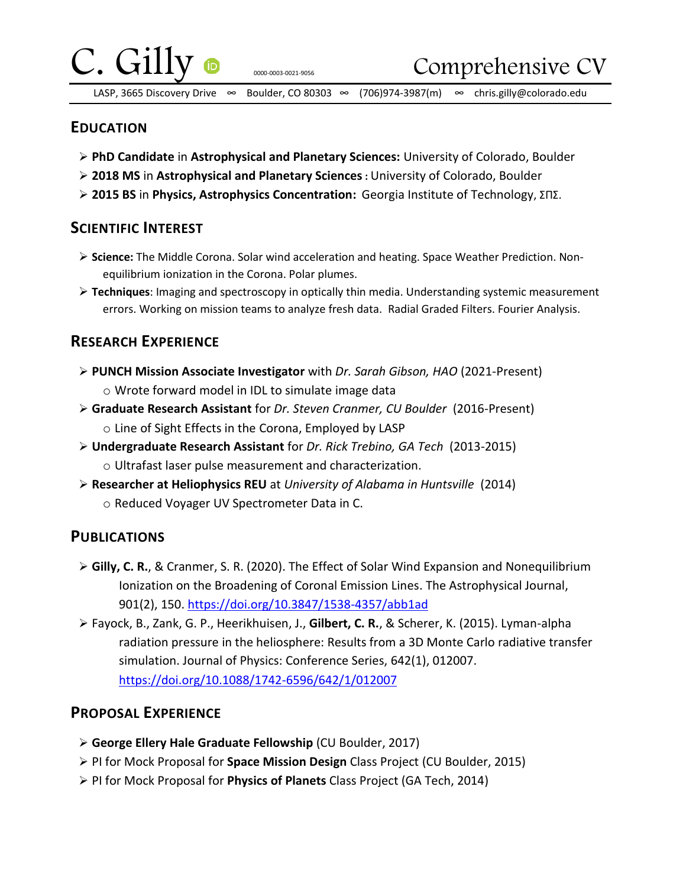# C. Gilly

0000-0003-0021-9056

Comprehensive CV

LASP, 3665 Discovery Drive ∞ Boulder, CO 80303 ∞ (706)974-3987(m) ∞ chris.gilly@colorado.edu

## Education

- **PhD Candidate** in **Astrophysical and Planetary Sciences:** University of Colorado, Boulder
- **2018 MS** in **Astrophysical and Planetary Sciences :** University of Colorado, Boulder
- **2015 BS** in **Physics, Astrophysics Concentration:** Georgia Institute of Technology, ΣΠΣ.

## Scientific Interest

- **Science:** The Middle Corona. Solar wind acceleration and heating. Space Weather Prediction. Non-equilibrium ionization in the Corona. Polar plumes.
- **Techniques**: Imaging and spectroscopy in optically thin media. Understanding systemic measurement errors. Working on mission teams to analyze fresh data. Radial Graded Filters. Fourier Analysis.

## Research Experience

- **PUNCH Mission Associate Investigator** with *Dr. Sarah Gibson, HAO* (2021-Present)
  - Wrote forward model in IDL to simulate image data
- **Graduate Research Assistant** for *Dr. Steven Cranmer, CU Boulder* (2016-Present)
  - Line of Sight Effects in the Corona, Employed by LASP
- **Undergraduate Research Assistant** for *Dr. Rick Trebino, GA Tech* (2013-2015)
  - Ultrafast laser pulse measurement and characterization.
- **Researcher at Heliophysics REU** at *University of Alabama in Huntsville* (2014)
  - Reduced Voyager UV Spectrometer Data in C.

## Publications

- **Gilly, C. R.**, & Cranmer, S. R. (2020). The Effect of Solar Wind Expansion and Nonequilibrium Ionization on the Broadening of Coronal Emission Lines. The Astrophysical Journal, 901(2), 150. https://doi.org/10.3847/1538-4357/abb1ad
- Fayock, B., Zank, G. P., Heerikhuisen, J., **Gilbert, C. R.**, & Scherer, K. (2015). Lyman-alpha radiation pressure in the heliosphere: Results from a 3D Monte Carlo radiative transfer simulation. Journal of Physics: Conference Series, 642(1), 012007. https://doi.org/10.1088/1742-6596/642/1/012007

## Proposal Experience

- **George Ellery Hale Graduate Fellowship** (CU Boulder, 2017)
- PI for Mock Proposal for **Space Mission Design** Class Project (CU Boulder, 2015)
- PI for Mock Proposal for **Physics of Planets** Class Project (GA Tech, 2014)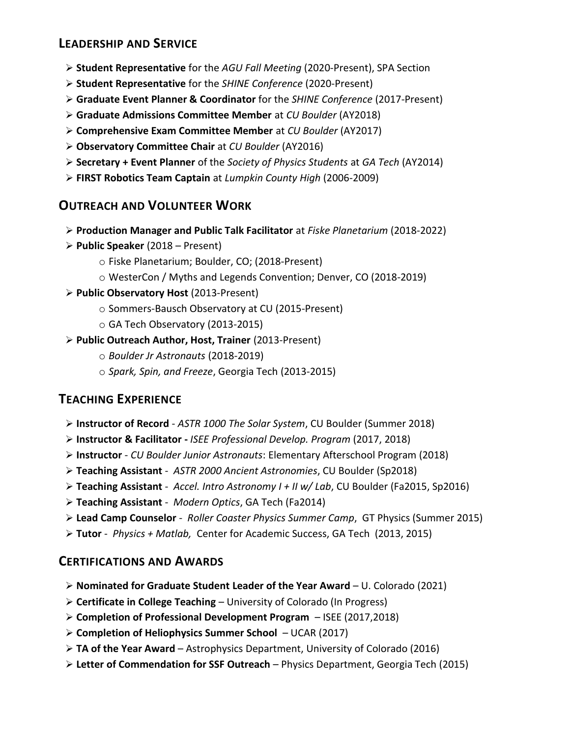## Leadership and Service

- **Student Representative** for the *AGU Fall Meeting* (2020-Present), SPA Section
- **Student Representative** for the *SHINE Conference* (2020-Present)
- **Graduate Event Planner & Coordinator** for the *SHINE Conference* (2017-Present)
- **Graduate Admissions Committee Member** at *CU Boulder* (AY2018)
- **Comprehensive Exam Committee Member** at *CU Boulder* (AY2017)
- **Observatory Committee Chair** at *CU Boulder* (AY2016)
- **Secretary + Event Planner** of the *Society of Physics Students* at *GA Tech* (AY2014)
- **FIRST Robotics Team Captain** at *Lumpkin County High* (2006-2009)

## Outreach and Volunteer Work

- **Production Manager and Public Talk Facilitator** at *Fiske Planetarium* (2018-2022)
- **Public Speaker** (2018 – Present)
  - Fiske Planetarium; Boulder, CO; (2018-Present)
  - WesterCon / Myths and Legends Convention; Denver, CO (2018-2019)
- **Public Observatory Host** (2013-Present)
  - Sommers-Bausch Observatory at CU (2015-Present)
  - GA Tech Observatory (2013-2015)
- **Public Outreach Author, Host, Trainer** (2013-Present)
  - *Boulder Jr Astronauts* (2018-2019)
  - *Spark, Spin, and Freeze*, Georgia Tech (2013-2015)

## Teaching Experience

- **Instructor of Record** - *ASTR 1000 The Solar System*, CU Boulder (Summer 2018)
- **Instructor & Facilitator -** *ISEE Professional Develop. Program* (2017, 2018)
- **Instructor** - *CU Boulder Junior Astronauts*: Elementary Afterschool Program (2018)
- **Teaching Assistant** - *ASTR 2000 Ancient Astronomies*, CU Boulder (Sp2018)
- **Teaching Assistant** - *Accel. Intro Astronomy I + II w/ Lab*, CU Boulder (Fa2015, Sp2016)
- **Teaching Assistant** - *Modern Optics*, GA Tech (Fa2014)
- **Lead Camp Counselor** - *Roller Coaster Physics Summer Camp*, GT Physics (Summer 2015)
- **Tutor** - *Physics + Matlab,* Center for Academic Success, GA Tech (2013, 2015)

## Certifications and Awards

- **Nominated for Graduate Student Leader of the Year Award** – U. Colorado (2021)
- **Certificate in College Teaching** – University of Colorado (In Progress)
- **Completion of Professional Development Program** – ISEE (2017,2018)
- **Completion of Heliophysics Summer School** – UCAR (2017)
- **TA of the Year Award** – Astrophysics Department, University of Colorado (2016)
- **Letter of Commendation for SSF Outreach** – Physics Department, Georgia Tech (2015)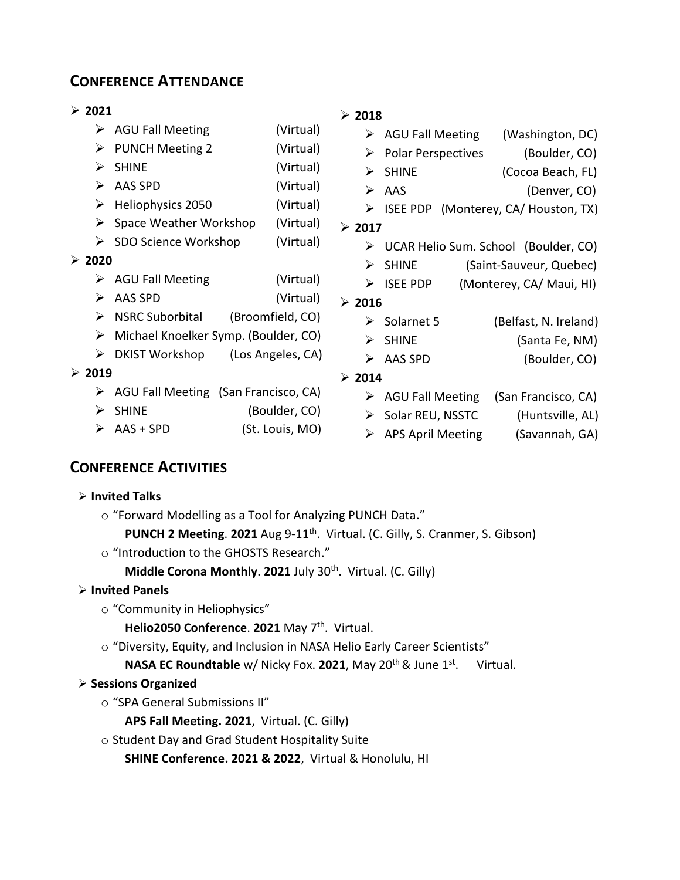## CONFERENCE ATTENDANCE

- **2021**
  - AGU Fall Meeting (Virtual)
  - PUNCH Meeting 2 (Virtual)
  - SHINE (Virtual)
  - AAS SPD (Virtual)
  - Heliophysics 2050 (Virtual)
  - Space Weather Workshop (Virtual)
  - SDO Science Workshop (Virtual)
- **2020**
  - AGU Fall Meeting (Virtual)
  - AAS SPD (Virtual)
  - NSRC Suborbital (Broomfield, CO)
  - Michael Knoelker Symp. (Boulder, CO)
  - DKIST Workshop (Los Angeles, CA)
- **2019**
  - AGU Fall Meeting (San Francisco, CA)
  - SHINE (Boulder, CO)
  - AAS + SPD (St. Louis, MO)
- **2018**
  - AGU Fall Meeting (Washington, DC)
  - Polar Perspectives (Boulder, CO)
  - SHINE (Cocoa Beach, FL)
  - AAS (Denver, CO)
  - ISEE PDP (Monterey, CA/ Houston, TX)
- **2017**
  - UCAR Helio Sum. School (Boulder, CO)
  - SHINE (Saint-Sauveur, Quebec)
  - ISEE PDP (Monterey, CA/ Maui, HI)
- **2016**
  - Solarnet 5 (Belfast, N. Ireland)
  - SHINE (Santa Fe, NM)
  - AAS SPD (Boulder, CO)
- **2014**
  - AGU Fall Meeting (San Francisco, CA)
  - Solar REU, NSSTC (Huntsville, AL)
  - APS April Meeting (Savannah, GA)

## CONFERENCE ACTIVITIES

- **Invited Talks**
  - "Forward Modelling as a Tool for Analyzing PUNCH Data."
    **PUNCH 2 Meeting**. **2021** Aug 9-11th. Virtual. (C. Gilly, S. Cranmer, S. Gibson)
  - "Introduction to the GHOSTS Research."
    **Middle Corona Monthly**. **2021** July 30th. Virtual. (C. Gilly)
- **Invited Panels**
  - "Community in Heliophysics"
    **Helio2050 Conference**. **2021** May 7th. Virtual.
  - "Diversity, Equity, and Inclusion in NASA Helio Early Career Scientists"
    **NASA EC Roundtable** w/ Nicky Fox. **2021**, May 20th & June 1st. Virtual.
- **Sessions Organized**
  - "SPA General Submissions II"
    **APS Fall Meeting. 2021**, Virtual. (C. Gilly)
  - Student Day and Grad Student Hospitality Suite
    **SHINE Conference. 2021 & 2022**, Virtual & Honolulu, HI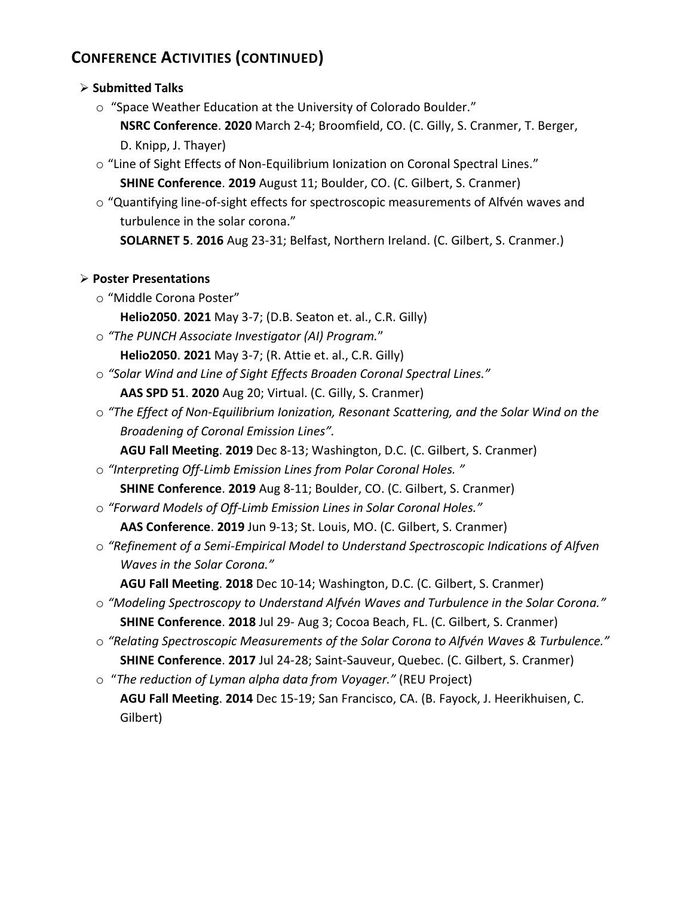## CONFERENCE ACTIVITIES (CONTINUED)

- **Submitted Talks**
  - "Space Weather Education at the University of Colorado Boulder."
    **NSRC Conference**. **2020** March 2-4; Broomfield, CO. (C. Gilly, S. Cranmer, T. Berger, D. Knipp, J. Thayer)
  - "Line of Sight Effects of Non-Equilibrium Ionization on Coronal Spectral Lines."
    **SHINE Conference**. **2019** August 11; Boulder, CO. (C. Gilbert, S. Cranmer)
  - "Quantifying line-of-sight effects for spectroscopic measurements of Alfvén waves and turbulence in the solar corona."
    **SOLARNET 5**. **2016** Aug 23-31; Belfast, Northern Ireland. (C. Gilbert, S. Cranmer.)

- **Poster Presentations**
  - "Middle Corona Poster"
    **Helio2050**. **2021** May 3-7; (D.B. Seaton et. al., C.R. Gilly)
  - *"The PUNCH Associate Investigator (AI) Program."*
    **Helio2050**. **2021** May 3-7; (R. Attie et. al., C.R. Gilly)
  - *"Solar Wind and Line of Sight Effects Broaden Coronal Spectral Lines."*
    **AAS SPD 51**. **2020** Aug 20; Virtual. (C. Gilly, S. Cranmer)
  - *"The Effect of Non-Equilibrium Ionization, Resonant Scattering, and the Solar Wind on the Broadening of Coronal Emission Lines".*
    **AGU Fall Meeting**. **2019** Dec 8-13; Washington, D.C. (C. Gilbert, S. Cranmer)
  - *"Interpreting Off-Limb Emission Lines from Polar Coronal Holes. "*
    **SHINE Conference**. **2019** Aug 8-11; Boulder, CO. (C. Gilbert, S. Cranmer)
  - *"Forward Models of Off-Limb Emission Lines in Solar Coronal Holes."*
    **AAS Conference**. **2019** Jun 9-13; St. Louis, MO. (C. Gilbert, S. Cranmer)
  - *"Refinement of a Semi-Empirical Model to Understand Spectroscopic Indications of Alfven Waves in the Solar Corona."*
    **AGU Fall Meeting**. **2018** Dec 10-14; Washington, D.C. (C. Gilbert, S. Cranmer)
  - *"Modeling Spectroscopy to Understand Alfvén Waves and Turbulence in the Solar Corona."*
    **SHINE Conference**. **2018** Jul 29- Aug 3; Cocoa Beach, FL. (C. Gilbert, S. Cranmer)
  - *"Relating Spectroscopic Measurements of the Solar Corona to Alfvén Waves & Turbulence."*
    **SHINE Conference**. **2017** Jul 24-28; Saint-Sauveur, Quebec. (C. Gilbert, S. Cranmer)
  - "*The reduction of Lyman alpha data from Voyager."* (REU Project)
    **AGU Fall Meeting**. **2014** Dec 15-19; San Francisco, CA. (B. Fayock, J. Heerikhuisen, C. Gilbert)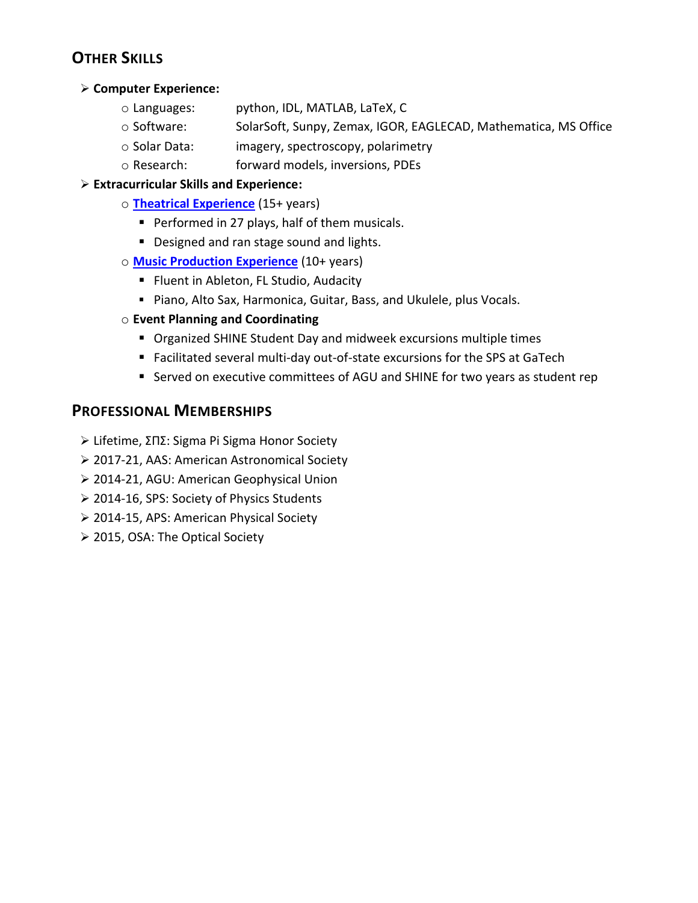## Other Skills

- **Computer Experience:**
  - Languages: python, IDL, MATLAB, LaTeX, C
  - Software: SolarSoft, Sunpy, Zemax, IGOR, EAGLECAD, Mathematica, MS Office
  - Solar Data: imagery, spectroscopy, polarimetry
  - Research: forward models, inversions, PDEs
- **Extracurricular Skills and Experience:**
  - **Theatrical Experience** (15+ years)
    - Performed in 27 plays, half of them musicals.
    - Designed and ran stage sound and lights.
  - **Music Production Experience** (10+ years)
    - Fluent in Ableton, FL Studio, Audacity
    - Piano, Alto Sax, Harmonica, Guitar, Bass, and Ukulele, plus Vocals.
  - **Event Planning and Coordinating**
    - Organized SHINE Student Day and midweek excursions multiple times
    - Facilitated several multi-day out-of-state excursions for the SPS at GaTech
    - Served on executive committees of AGU and SHINE for two years as student rep

## Professional Memberships

- Lifetime, ΣΠΣ: Sigma Pi Sigma Honor Society
- 2017-21, AAS: American Astronomical Society
- 2014-21, AGU: American Geophysical Union
- 2014-16, SPS: Society of Physics Students
- 2014-15, APS: American Physical Society
- 2015, OSA: The Optical Society